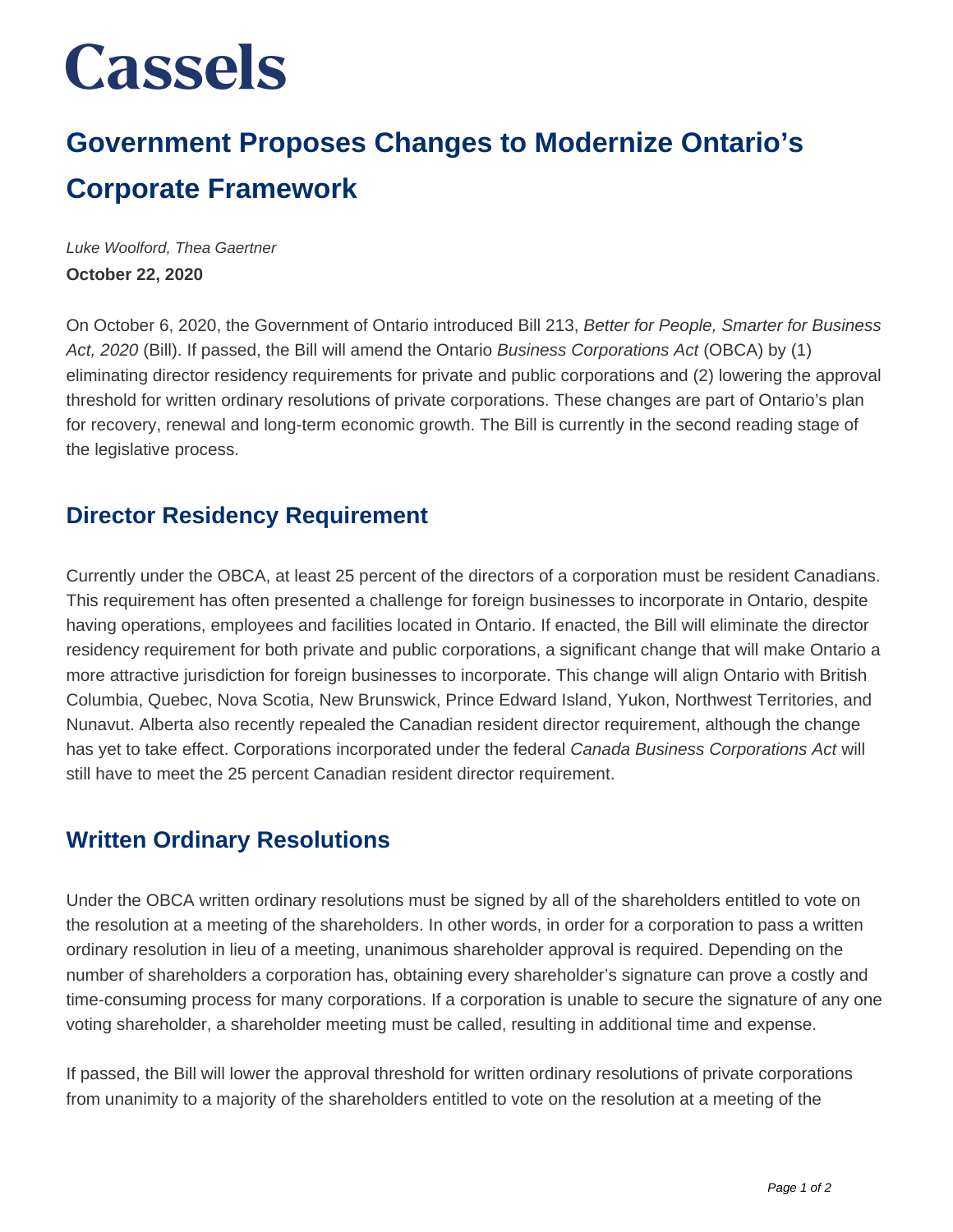# Cassels

## Government Proposes Changes to Modernize Ontario's Corporate Framework

*Luke Woolford, Thea Gaertner*

**October 22, 2020**

On October 6, 2020, the Government of Ontario introduced Bill 213, *Better for People, Smarter for Business Act, 2020* (Bill). If passed, the Bill will amend the Ontario *Business Corporations Act* (OBCA) by (1) eliminating director residency requirements for private and public corporations and (2) lowering the approval threshold for written ordinary resolutions of private corporations. These changes are part of Ontario's plan for recovery, renewal and long-term economic growth. The Bill is currently in the second reading stage of the legislative process.

### Director Residency Requirement

Currently under the OBCA, at least 25 percent of the directors of a corporation must be resident Canadians. This requirement has often presented a challenge for foreign businesses to incorporate in Ontario, despite having operations, employees and facilities located in Ontario. If enacted, the Bill will eliminate the director residency requirement for both private and public corporations, a significant change that will make Ontario a more attractive jurisdiction for foreign businesses to incorporate. This change will align Ontario with British Columbia, Quebec, Nova Scotia, New Brunswick, Prince Edward Island, Yukon, Northwest Territories, and Nunavut. Alberta also recently repealed the Canadian resident director requirement, although the change has yet to take effect. Corporations incorporated under the federal *Canada Business Corporations Act* will still have to meet the 25 percent Canadian resident director requirement.

### Written Ordinary Resolutions

Under the OBCA written ordinary resolutions must be signed by all of the shareholders entitled to vote on the resolution at a meeting of the shareholders. In other words, in order for a corporation to pass a written ordinary resolution in lieu of a meeting, unanimous shareholder approval is required. Depending on the number of shareholders a corporation has, obtaining every shareholder's signature can prove a costly and time-consuming process for many corporations. If a corporation is unable to secure the signature of any one voting shareholder, a shareholder meeting must be called, resulting in additional time and expense.

If passed, the Bill will lower the approval threshold for written ordinary resolutions of private corporations from unanimity to a majority of the shareholders entitled to vote on the resolution at a meeting of the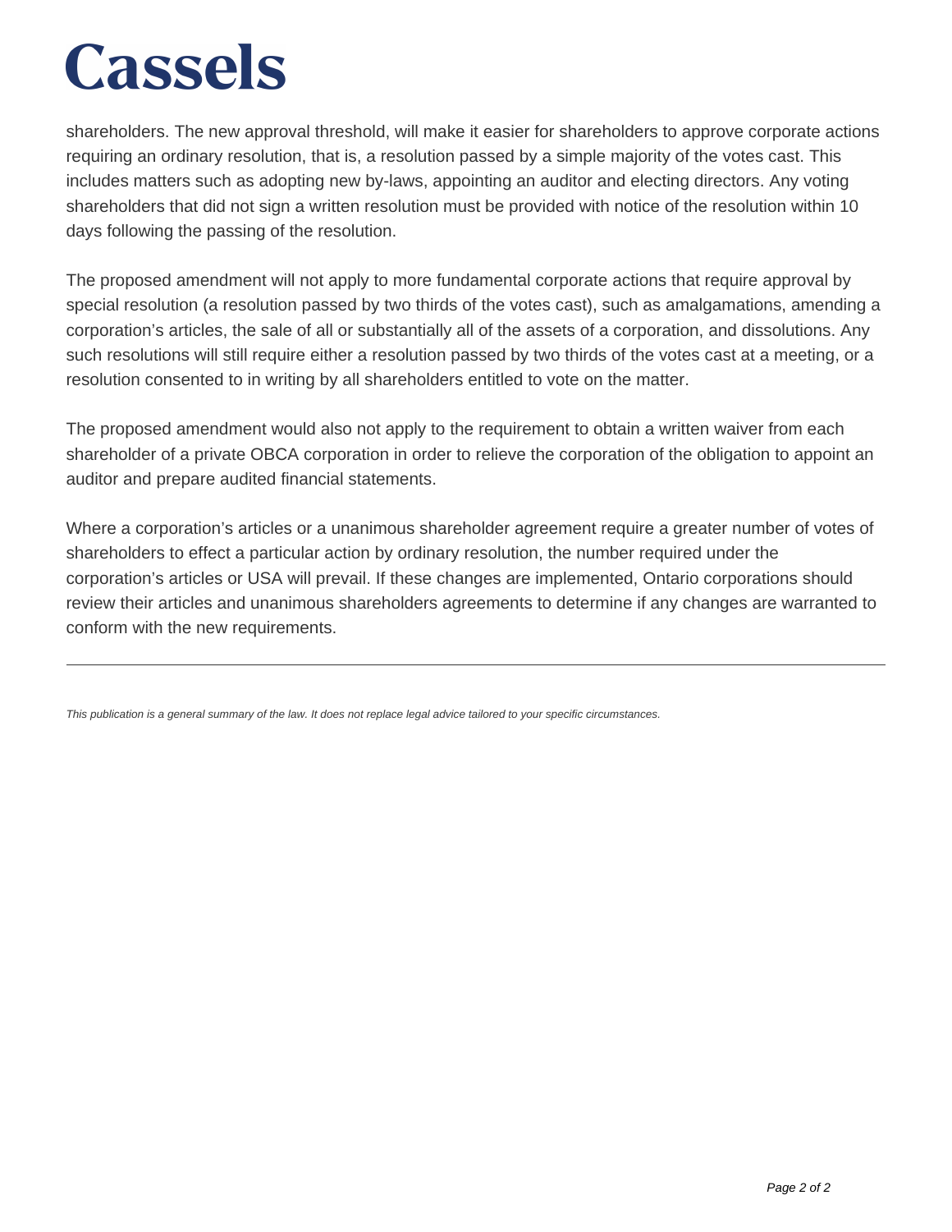shareholders. The new approval threshold, will make it easier for shareholders to approve corporate actions requiring an ordinary resolution, that is, a resolution passed by a simple majority of the votes cast. This includes matters such as adopting new by-laws, appointing an auditor and electing directors. Any voting shareholders that did not sign a written resolution must be provided with notice of the resolution within 10 days following the passing of the resolution.

The proposed amendment will not apply to more fundamental corporate actions that require approval by special resolution (a resolution passed by two thirds of the votes cast), such as amalgamations, amending a corporation's articles, the sale of all or substantially all of the assets of a corporation, and dissolutions. Any such resolutions will still require either a resolution passed by two thirds of the votes cast at a meeting, or a resolution consented to in writing by all shareholders entitled to vote on the matter.

The proposed amendment would also not apply to the requirement to obtain a written waiver from each shareholder of a private OBCA corporation in order to relieve the corporation of the obligation to appoint an auditor and prepare audited financial statements.

Where a corporation's articles or a unanimous shareholder agreement require a greater number of votes of shareholders to effect a particular action by ordinary resolution, the number required under the corporation's articles or USA will prevail. If these changes are implemented, Ontario corporations should review their articles and unanimous shareholders agreements to determine if any changes are warranted to conform with the new requirements.

---

*This publication is a general summary of the law. It does not replace legal advice tailored to your specific circumstances.*